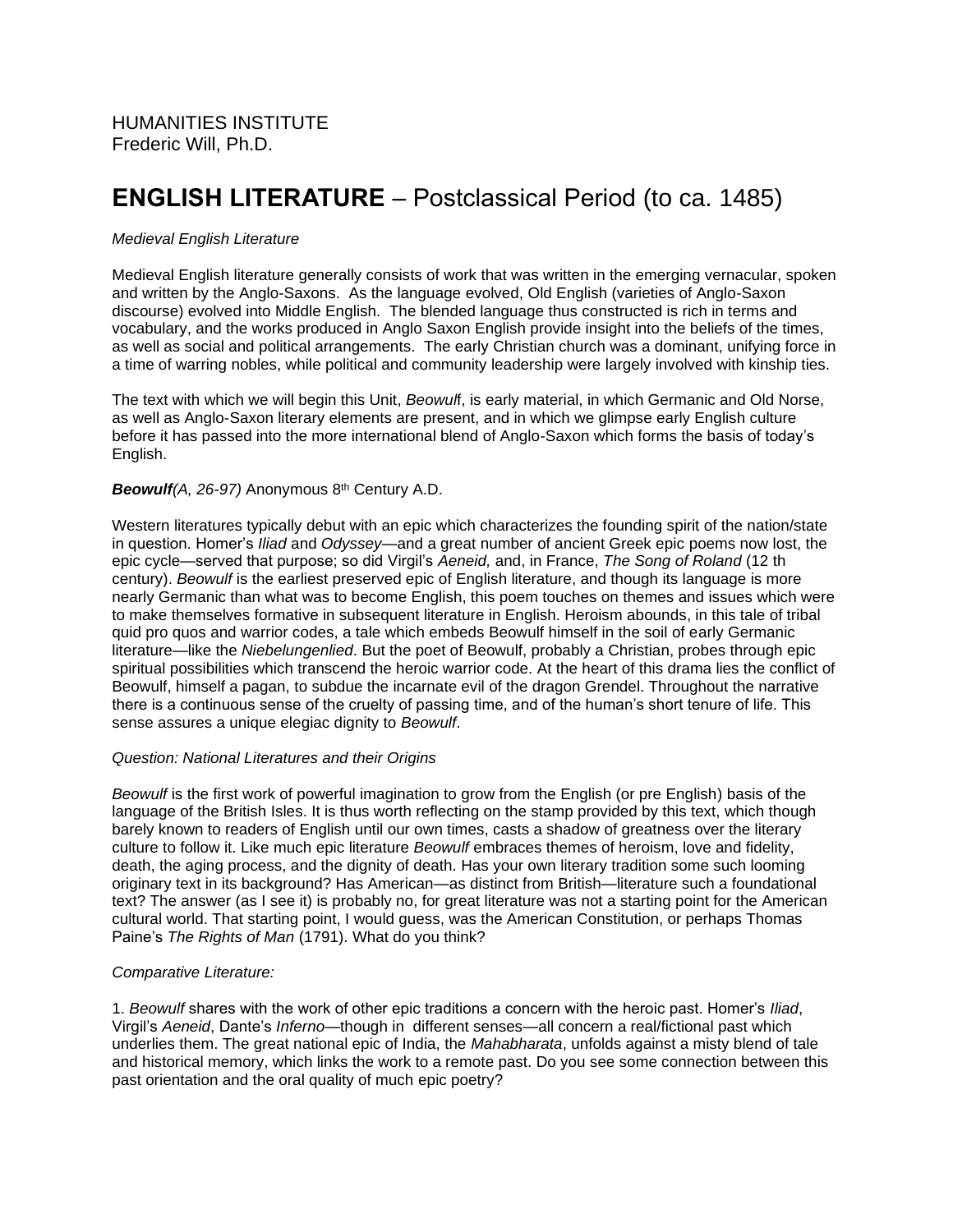HUMANITIES INSTITUTE
Frederic Will, Ph.D.

# **ENGLISH LITERATURE** – Postclassical Period (to ca. 1485)

*Medieval English Literature*

Medieval English literature generally consists of work that was written in the emerging vernacular, spoken and written by the Anglo-Saxons. As the language evolved, Old English (varieties of Anglo-Saxon discourse) evolved into Middle English. The blended language thus constructed is rich in terms and vocabulary, and the works produced in Anglo Saxon English provide insight into the beliefs of the times, as well as social and political arrangements. The early Christian church was a dominant, unifying force in a time of warring nobles, while political and community leadership were largely involved with kinship ties.

The text with which we will begin this Unit, *Beowulf*, is early material, in which Germanic and Old Norse, as well as Anglo-Saxon literary elements are present, and in which we glimpse early English culture before it has passed into the more international blend of Anglo-Saxon which forms the basis of today's English.

***Beowulf****(A, 26-97)* Anonymous 8th Century A.D.

Western literatures typically debut with an epic which characterizes the founding spirit of the nation/state in question. Homer's *Iliad* and *Odyssey*—and a great number of ancient Greek epic poems now lost, the epic cycle—served that purpose; so did Virgil's *Aeneid,* and, in France, *The Song of Roland* (12 th century). *Beowulf* is the earliest preserved epic of English literature, and though its language is more nearly Germanic than what was to become English, this poem touches on themes and issues which were to make themselves formative in subsequent literature in English. Heroism abounds, in this tale of tribal quid pro quos and warrior codes, a tale which embeds Beowulf himself in the soil of early Germanic literature—like the *Niebelungenlied*. But the poet of Beowulf, probably a Christian, probes through epic spiritual possibilities which transcend the heroic warrior code. At the heart of this drama lies the conflict of Beowulf, himself a pagan, to subdue the incarnate evil of the dragon Grendel. Throughout the narrative there is a continuous sense of the cruelty of passing time, and of the human's short tenure of life. This sense assures a unique elegiac dignity to *Beowulf*.

*Question: National Literatures and their Origins*

*Beowulf* is the first work of powerful imagination to grow from the English (or pre English) basis of the language of the British Isles. It is thus worth reflecting on the stamp provided by this text, which though barely known to readers of English until our own times, casts a shadow of greatness over the literary culture to follow it. Like much epic literature *Beowulf* embraces themes of heroism, love and fidelity, death, the aging process, and the dignity of death. Has your own literary tradition some such looming originary text in its background? Has American—as distinct from British—literature such a foundational text? The answer (as I see it) is probably no, for great literature was not a starting point for the American cultural world. That starting point, I would guess, was the American Constitution, or perhaps Thomas Paine's *The Rights of Man* (1791). What do you think?

*Comparative Literature:*

1. *Beowulf* shares with the work of other epic traditions a concern with the heroic past. Homer's *Iliad*, Virgil's *Aeneid*, Dante's *Inferno*—though in different senses—all concern a real/fictional past which underlies them. The great national epic of India, the *Mahabharata*, unfolds against a misty blend of tale and historical memory, which links the work to a remote past. Do you see some connection between this past orientation and the oral quality of much epic poetry?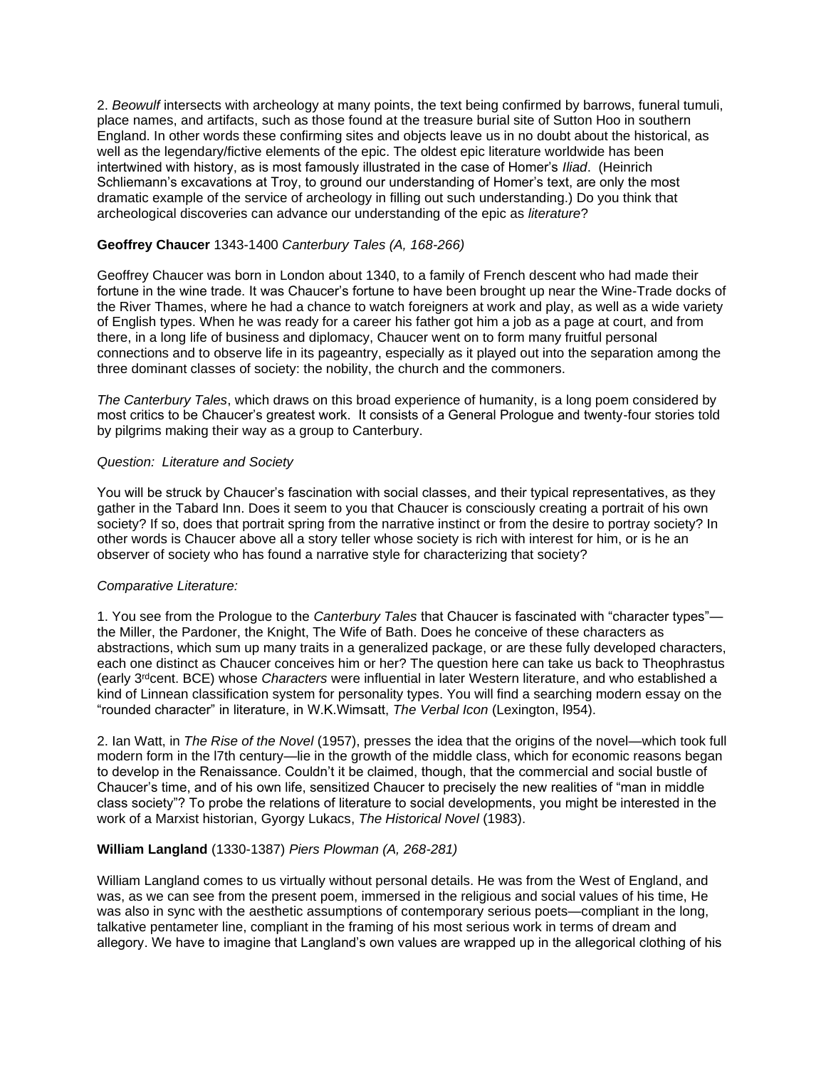2. *Beowulf* intersects with archeology at many points, the text being confirmed by barrows, funeral tumuli, place names, and artifacts, such as those found at the treasure burial site of Sutton Hoo in southern England. In other words these confirming sites and objects leave us in no doubt about the historical, as well as the legendary/fictive elements of the epic. The oldest epic literature worldwide has been intertwined with history, as is most famously illustrated in the case of Homer's *Iliad*. (Heinrich Schliemann's excavations at Troy, to ground our understanding of Homer's text, are only the most dramatic example of the service of archeology in filling out such understanding.) Do you think that archeological discoveries can advance our understanding of the epic as *literature*?

**Geoffrey Chaucer** 1343-1400 *Canterbury Tales (A, 168-266)*

Geoffrey Chaucer was born in London about 1340, to a family of French descent who had made their fortune in the wine trade. It was Chaucer's fortune to have been brought up near the Wine-Trade docks of the River Thames, where he had a chance to watch foreigners at work and play, as well as a wide variety of English types. When he was ready for a career his father got him a job as a page at court, and from there, in a long life of business and diplomacy, Chaucer went on to form many fruitful personal connections and to observe life in its pageantry, especially as it played out into the separation among the three dominant classes of society: the nobility, the church and the commoners.

*The Canterbury Tales*, which draws on this broad experience of humanity, is a long poem considered by most critics to be Chaucer's greatest work. It consists of a General Prologue and twenty-four stories told by pilgrims making their way as a group to Canterbury.

*Question: Literature and Society*

You will be struck by Chaucer's fascination with social classes, and their typical representatives, as they gather in the Tabard Inn. Does it seem to you that Chaucer is consciously creating a portrait of his own society? If so, does that portrait spring from the narrative instinct or from the desire to portray society? In other words is Chaucer above all a story teller whose society is rich with interest for him, or is he an observer of society who has found a narrative style for characterizing that society?

*Comparative Literature:*

1. You see from the Prologue to the *Canterbury Tales* that Chaucer is fascinated with "character types"—the Miller, the Pardoner, the Knight, The Wife of Bath. Does he conceive of these characters as abstractions, which sum up many traits in a generalized package, or are these fully developed characters, each one distinct as Chaucer conceives him or her? The question here can take us back to Theophrastus (early 3rd cent. BCE) whose *Characters* were influential in later Western literature, and who established a kind of Linnean classification system for personality types. You will find a searching modern essay on the "rounded character" in literature, in W.K.Wimsatt, *The Verbal Icon* (Lexington, l954).

2. Ian Watt, in *The Rise of the Novel* (1957), presses the idea that the origins of the novel—which took full modern form in the l7th century—lie in the growth of the middle class, which for economic reasons began to develop in the Renaissance. Couldn't it be claimed, though, that the commercial and social bustle of Chaucer's time, and of his own life, sensitized Chaucer to precisely the new realities of "man in middle class society"? To probe the relations of literature to social developments, you might be interested in the work of a Marxist historian, Gyorgy Lukacs, *The Historical Novel* (1983).

**William Langland** (1330-1387) *Piers Plowman (A, 268-281)*

William Langland comes to us virtually without personal details. He was from the West of England, and was, as we can see from the present poem, immersed in the religious and social values of his time, He was also in sync with the aesthetic assumptions of contemporary serious poets—compliant in the long, talkative pentameter line, compliant in the framing of his most serious work in terms of dream and allegory. We have to imagine that Langland's own values are wrapped up in the allegorical clothing of his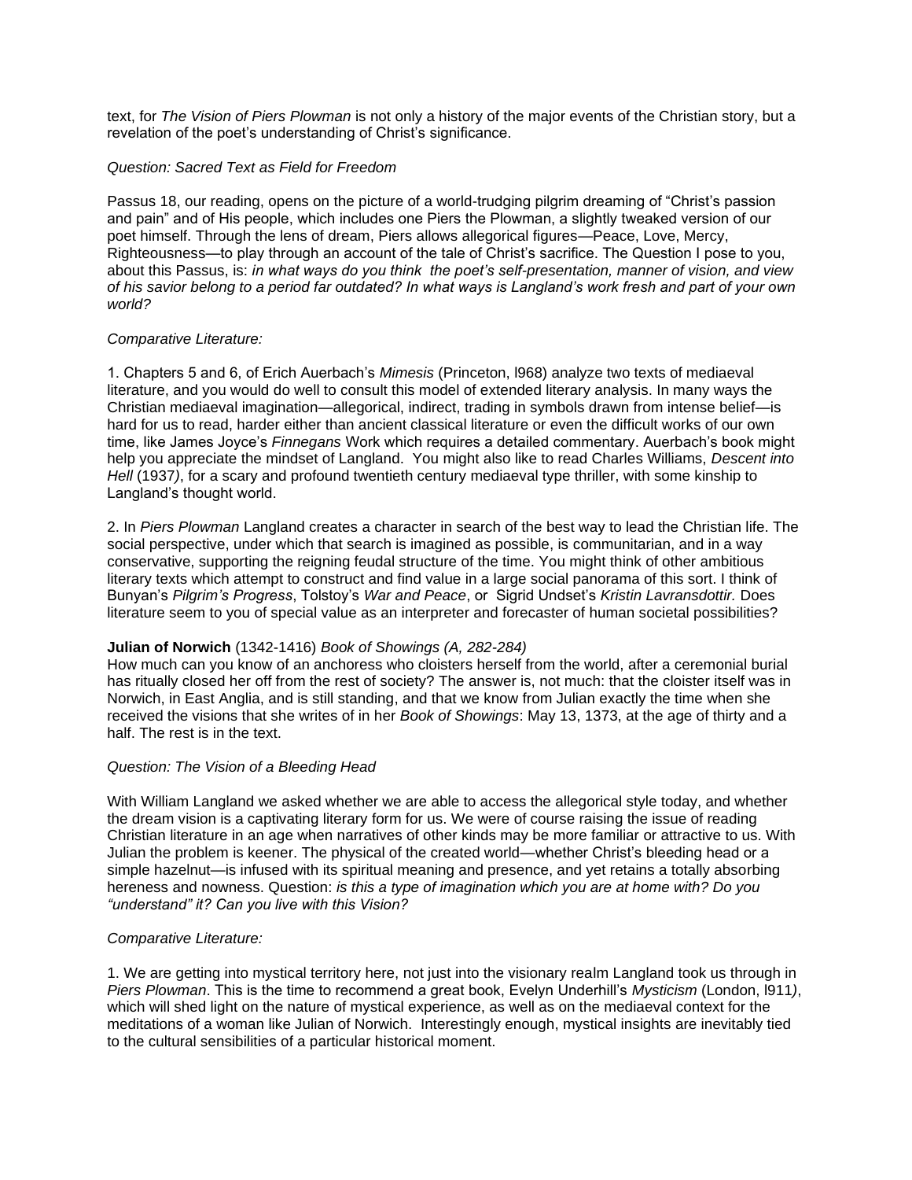text, for *The Vision of Piers Plowman* is not only a history of the major events of the Christian story, but a revelation of the poet's understanding of Christ's significance.

*Question: Sacred Text as Field for Freedom*

Passus 18, our reading, opens on the picture of a world-trudging pilgrim dreaming of "Christ's passion and pain" and of His people, which includes one Piers the Plowman, a slightly tweaked version of our poet himself. Through the lens of dream, Piers allows allegorical figures—Peace, Love, Mercy, Righteousness—to play through an account of the tale of Christ's sacrifice. The Question I pose to you, about this Passus, is: *in what ways do you think the poet's self-presentation, manner of vision, and view of his savior belong to a period far outdated? In what ways is Langland's work fresh and part of your own world?*

*Comparative Literature:*

1. Chapters 5 and 6, of Erich Auerbach's *Mimesis* (Princeton, l968) analyze two texts of mediaeval literature, and you would do well to consult this model of extended literary analysis. In many ways the Christian mediaeval imagination—allegorical, indirect, trading in symbols drawn from intense belief—is hard for us to read, harder either than ancient classical literature or even the difficult works of our own time, like James Joyce's *Finnegans* Work which requires a detailed commentary. Auerbach's book might help you appreciate the mindset of Langland. You might also like to read Charles Williams, *Descent into Hell* (1937), for a scary and profound twentieth century mediaeval type thriller, with some kinship to Langland's thought world.

2. In *Piers Plowman* Langland creates a character in search of the best way to lead the Christian life. The social perspective, under which that search is imagined as possible, is communitarian, and in a way conservative, supporting the reigning feudal structure of the time. You might think of other ambitious literary texts which attempt to construct and find value in a large social panorama of this sort. I think of Bunyan's *Pilgrim's Progress*, Tolstoy's *War and Peace*, or Sigrid Undset's *Kristin Lavransdottir.* Does literature seem to you of special value as an interpreter and forecaster of human societal possibilities?

**Julian of Norwich** (1342-1416) *Book of Showings (A, 282-284)*
How much can you know of an anchoress who cloisters herself from the world, after a ceremonial burial has ritually closed her off from the rest of society? The answer is, not much: that the cloister itself was in Norwich, in East Anglia, and is still standing, and that we know from Julian exactly the time when she received the visions that she writes of in her *Book of Showings*: May 13, 1373, at the age of thirty and a half. The rest is in the text.

*Question: The Vision of a Bleeding Head*

With William Langland we asked whether we are able to access the allegorical style today, and whether the dream vision is a captivating literary form for us. We were of course raising the issue of reading Christian literature in an age when narratives of other kinds may be more familiar or attractive to us. With Julian the problem is keener. The physical of the created world—whether Christ's bleeding head or a simple hazelnut—is infused with its spiritual meaning and presence, and yet retains a totally absorbing hereness and nowness. Question: *is this a type of imagination which you are at home with? Do you "understand" it? Can you live with this Vision?*

*Comparative Literature:*

1. We are getting into mystical territory here, not just into the visionary realm Langland took us through in *Piers Plowman*. This is the time to recommend a great book, Evelyn Underhill's *Mysticism* (London, l911), which will shed light on the nature of mystical experience, as well as on the mediaeval context for the meditations of a woman like Julian of Norwich. Interestingly enough, mystical insights are inevitably tied to the cultural sensibilities of a particular historical moment.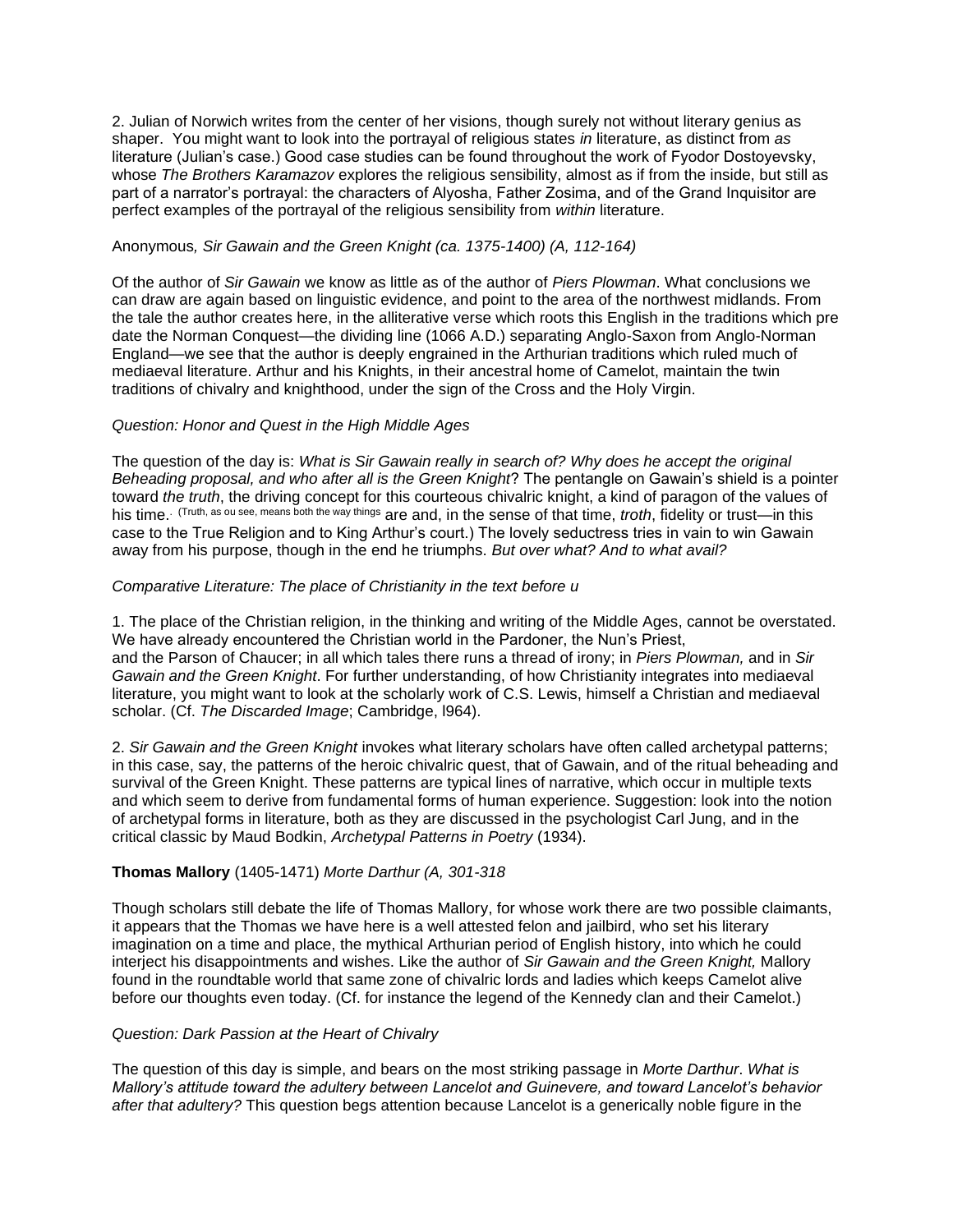2. Julian of Norwich writes from the center of her visions, though surely not without literary genius as shaper. You might want to look into the portrayal of religious states *in* literature, as distinct from *as* literature (Julian's case.) Good case studies can be found throughout the work of Fyodor Dostoyevsky, whose *The Brothers Karamazov* explores the religious sensibility, almost as if from the inside, but still as part of a narrator's portrayal: the characters of Alyosha, Father Zosima, and of the Grand Inquisitor are perfect examples of the portrayal of the religious sensibility from *within* literature.

Anonymous*, Sir Gawain and the Green Knight (ca. 1375-1400) (A, 112-164)*

Of the author of *Sir Gawain* we know as little as of the author of *Piers Plowman*. What conclusions we can draw are again based on linguistic evidence, and point to the area of the northwest midlands. From the tale the author creates here, in the alliterative verse which roots this English in the traditions which pre date the Norman Conquest—the dividing line (1066 A.D.) separating Anglo-Saxon from Anglo-Norman England—we see that the author is deeply engrained in the Arthurian traditions which ruled much of mediaeval literature. Arthur and his Knights, in their ancestral home of Camelot, maintain the twin traditions of chivalry and knighthood, under the sign of the Cross and the Holy Virgin.

*Question: Honor and Quest in the High Middle Ages*

The question of the day is: *What is Sir Gawain really in search of? Why does he accept the original Beheading proposal, and who after all is the Green Knight*? The pentangle on Gawain's shield is a pointer toward *the truth*, the driving concept for this courteous chivalric knight, a kind of paragon of the values of his time. (Truth, as ou see, means both the way things are and, in the sense of that time, *troth*, fidelity or trust—in this case to the True Religion and to King Arthur's court.) The lovely seductress tries in vain to win Gawain away from his purpose, though in the end he triumphs. *But over what? And to what avail?*

*Comparative Literature: The place of Christianity in the text before u*

1. The place of the Christian religion, in the thinking and writing of the Middle Ages, cannot be overstated. We have already encountered the Christian world in the Pardoner, the Nun's Priest, and the Parson of Chaucer; in all which tales there runs a thread of irony; in *Piers Plowman,* and in *Sir Gawain and the Green Knight*. For further understanding, of how Christianity integrates into mediaeval literature, you might want to look at the scholarly work of C.S. Lewis, himself a Christian and mediaeval scholar. (Cf. *The Discarded Image*; Cambridge, l964).

2. *Sir Gawain and the Green Knight* invokes what literary scholars have often called archetypal patterns; in this case, say, the patterns of the heroic chivalric quest, that of Gawain, and of the ritual beheading and survival of the Green Knight. These patterns are typical lines of narrative, which occur in multiple texts and which seem to derive from fundamental forms of human experience. Suggestion: look into the notion of archetypal forms in literature, both as they are discussed in the psychologist Carl Jung, and in the critical classic by Maud Bodkin, *Archetypal Patterns in Poetry* (1934).

**Thomas Mallory** (1405-1471) *Morte Darthur (A, 301-318*

Though scholars still debate the life of Thomas Mallory, for whose work there are two possible claimants, it appears that the Thomas we have here is a well attested felon and jailbird, who set his literary imagination on a time and place, the mythical Arthurian period of English history, into which he could interject his disappointments and wishes. Like the author of *Sir Gawain and the Green Knight,* Mallory found in the roundtable world that same zone of chivalric lords and ladies which keeps Camelot alive before our thoughts even today. (Cf. for instance the legend of the Kennedy clan and their Camelot.)

*Question: Dark Passion at the Heart of Chivalry*

The question of this day is simple, and bears on the most striking passage in *Morte Darthur*. *What is Mallory's attitude toward the adultery between Lancelot and Guinevere, and toward Lancelot's behavior after that adultery?* This question begs attention because Lancelot is a generically noble figure in the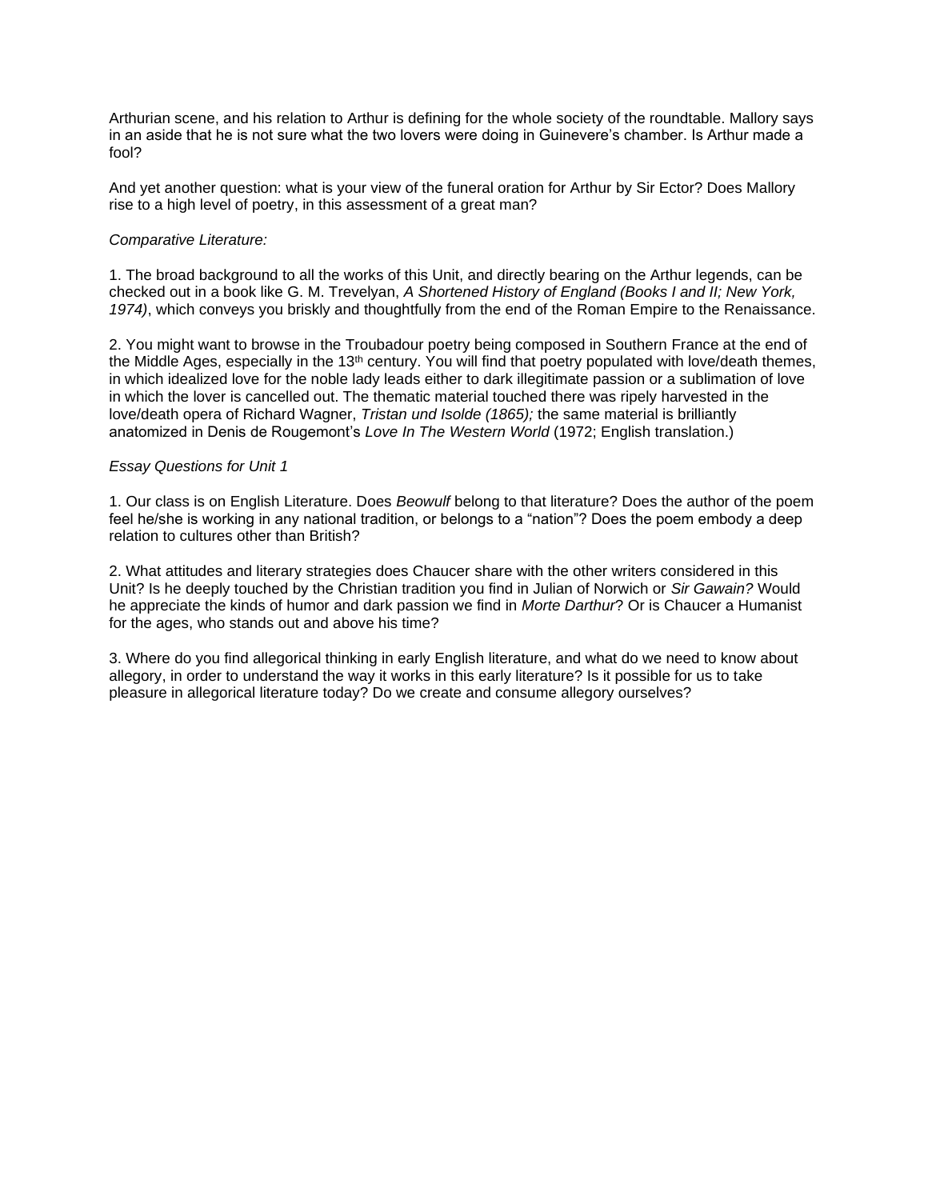Arthurian scene, and his relation to Arthur is defining for the whole society of the roundtable. Mallory says in an aside that he is not sure what the two lovers were doing in Guinevere's chamber. Is Arthur made a fool?

And yet another question: what is your view of the funeral oration for Arthur by Sir Ector? Does Mallory rise to a high level of poetry, in this assessment of a great man?

*Comparative Literature:*

1. The broad background to all the works of this Unit, and directly bearing on the Arthur legends, can be checked out in a book like G. M. Trevelyan, *A Shortened History of England (Books I and II; New York, 1974)*, which conveys you briskly and thoughtfully from the end of the Roman Empire to the Renaissance.

2. You might want to browse in the Troubadour poetry being composed in Southern France at the end of the Middle Ages, especially in the 13th century. You will find that poetry populated with love/death themes, in which idealized love for the noble lady leads either to dark illegitimate passion or a sublimation of love in which the lover is cancelled out. The thematic material touched there was ripely harvested in the love/death opera of Richard Wagner, *Tristan und Isolde (1865);* the same material is brilliantly anatomized in Denis de Rougemont's *Love In The Western World* (1972; English translation.)

*Essay Questions for Unit 1*

1. Our class is on English Literature. Does *Beowulf* belong to that literature? Does the author of the poem feel he/she is working in any national tradition, or belongs to a "nation"? Does the poem embody a deep relation to cultures other than British?

2. What attitudes and literary strategies does Chaucer share with the other writers considered in this Unit? Is he deeply touched by the Christian tradition you find in Julian of Norwich or *Sir Gawain?* Would he appreciate the kinds of humor and dark passion we find in *Morte Darthur*? Or is Chaucer a Humanist for the ages, who stands out and above his time?

3. Where do you find allegorical thinking in early English literature, and what do we need to know about allegory, in order to understand the way it works in this early literature? Is it possible for us to take pleasure in allegorical literature today? Do we create and consume allegory ourselves?